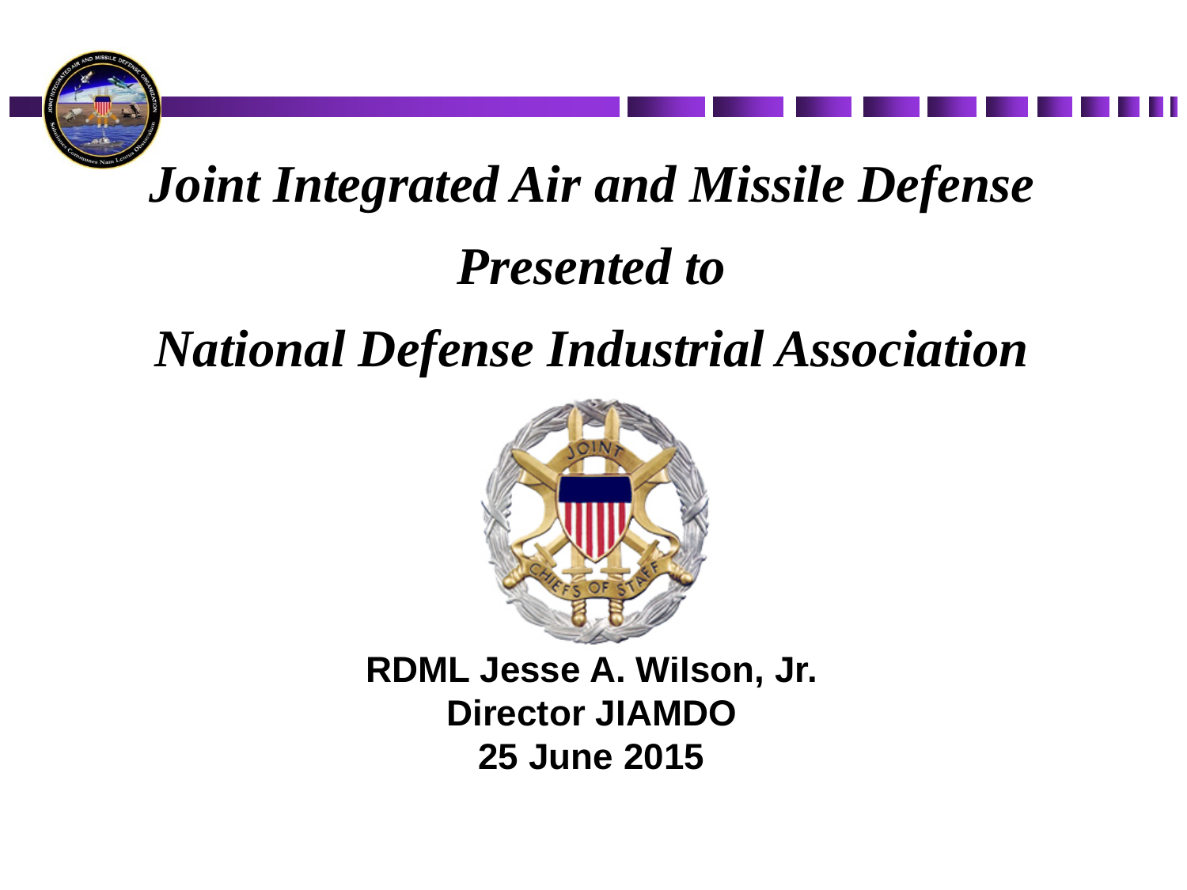# *Joint Integrated Air and Missile Defense*

## *Presented to*

## *National Defense Industrial Association*

**RDML Jesse A. Wilson, Jr.**
**Director JIAMDO**
**25 June 2015**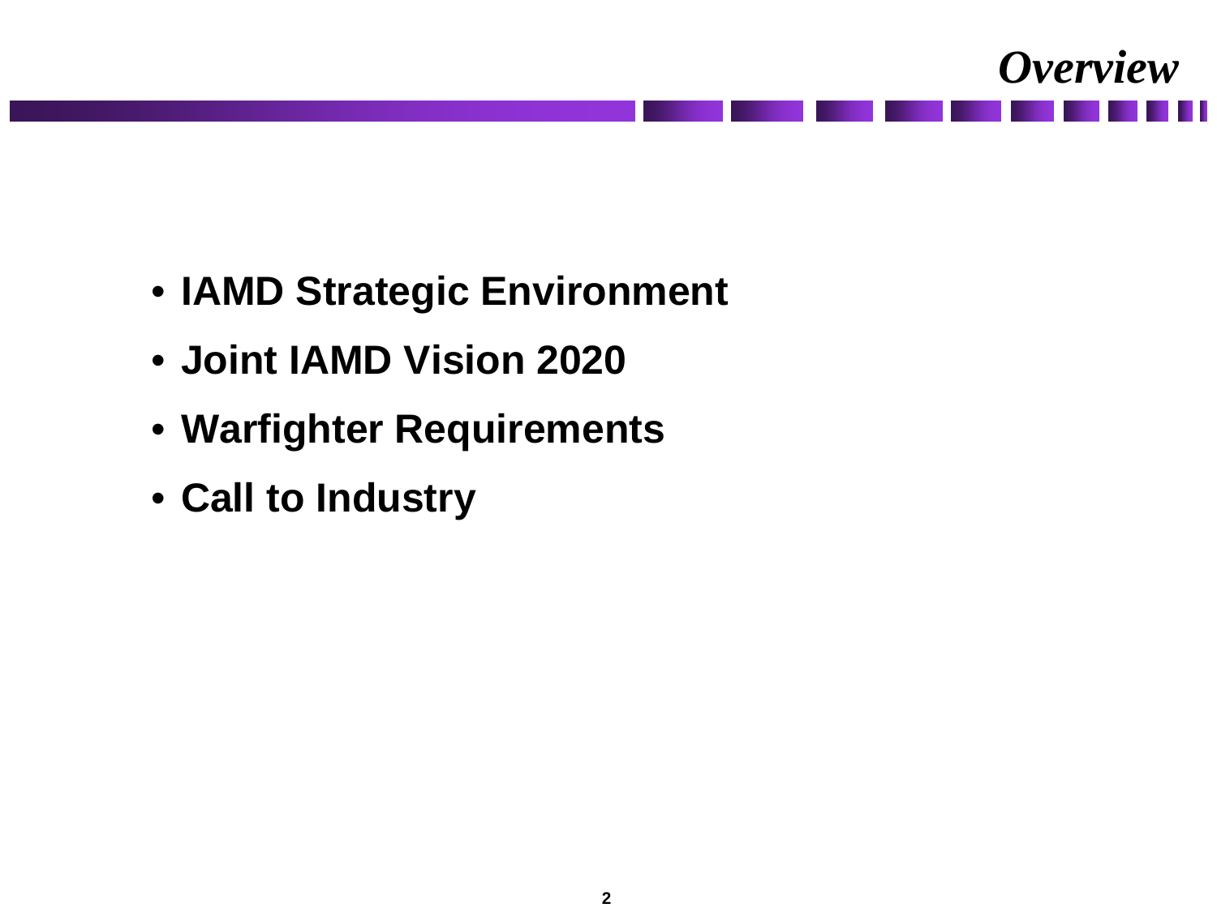# *Overview*

- **IAMD Strategic Environment**
- **Joint IAMD Vision 2020**
- **Warfighter Requirements**
- **Call to Industry**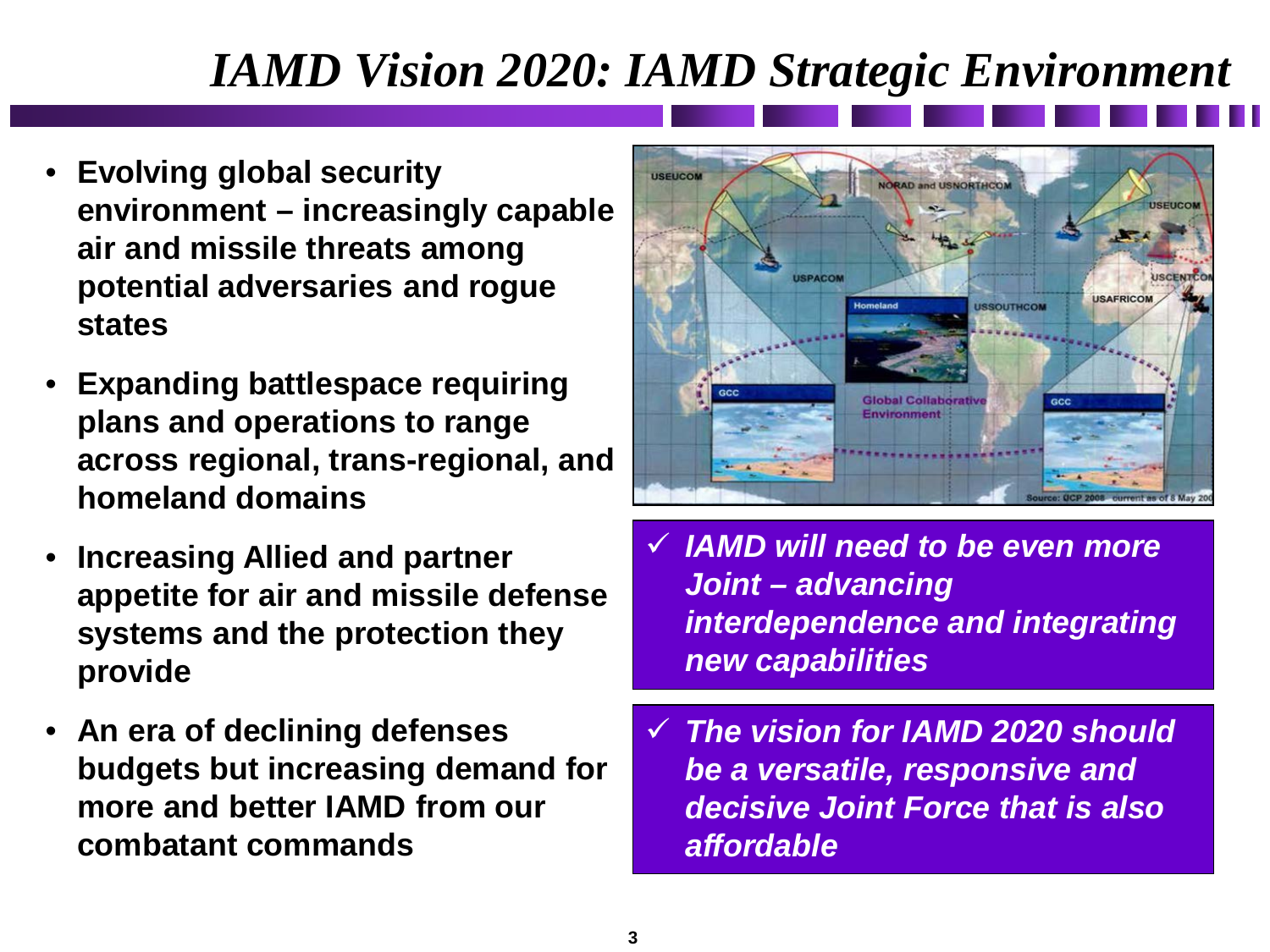# IAMD Vision 2020: IAMD Strategic Environment

- **Evolving global security environment – increasingly capable air and missile threats among potential adversaries and rogue states**
- **Expanding battlespace requiring plans and operations to range across regional, trans-regional, and homeland domains**
- **Increasing Allied and partner appetite for air and missile defense systems and the protection they provide**
- **An era of declining defenses budgets but increasing demand for more and better IAMD from our combatant commands**

✓ ***IAMD will need to be even more Joint – advancing interdependence and integrating new capabilities***

✓ ***The vision for IAMD 2020 should be a versatile, responsive and decisive Joint Force that is also affordable***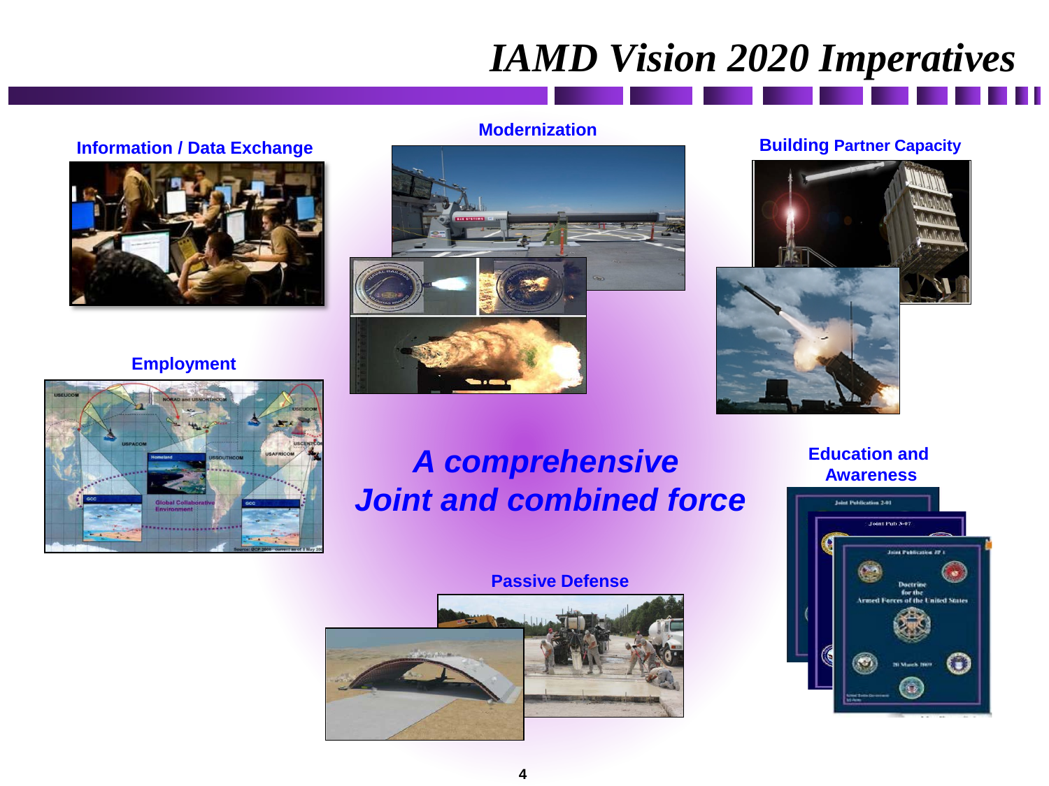# IAMD Vision 2020 Imperatives

**Information / Data Exchange**

**Modernization**

**Building Partner Capacity**

**Employment**

***A comprehensive Joint and combined force***

**Education and Awareness**

**Passive Defense**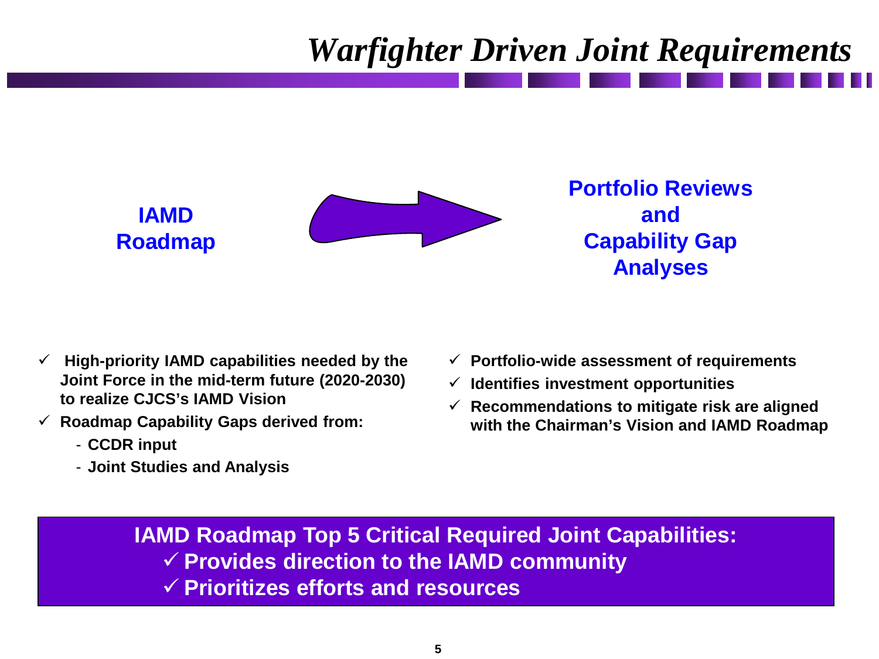# *Warfighter Driven Joint Requirements*

**IAMD Roadmap** → **Portfolio Reviews and Capability Gap Analyses**

- ✓ **High-priority IAMD capabilities needed by the Joint Force in the mid-term future (2020-2030) to realize CJCS's IAMD Vision**
- ✓ **Roadmap Capability Gaps derived from:**
  - **CCDR input**
  - **Joint Studies and Analysis**

- ✓ **Portfolio-wide assessment of requirements**
- ✓ **Identifies investment opportunities**
- ✓ **Recommendations to mitigate risk are aligned with the Chairman's Vision and IAMD Roadmap**

**IAMD Roadmap Top 5 Critical Required Joint Capabilities:**

- ✓ **Provides direction to the IAMD community**
- ✓ **Prioritizes efforts and resources**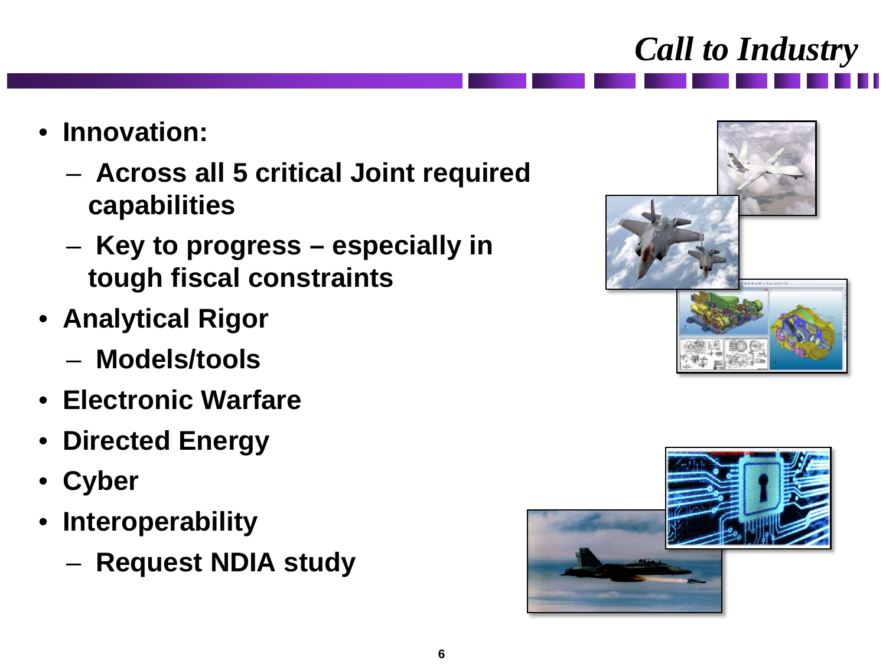# *Call to Industry*

- **Innovation:**
  - **Across all 5 critical Joint required capabilities**
  - **Key to progress – especially in tough fiscal constraints**
- **Analytical Rigor**
  - **Models/tools**
- **Electronic Warfare**
- **Directed Energy**
- **Cyber**
- **Interoperability**
  - **Request NDIA study**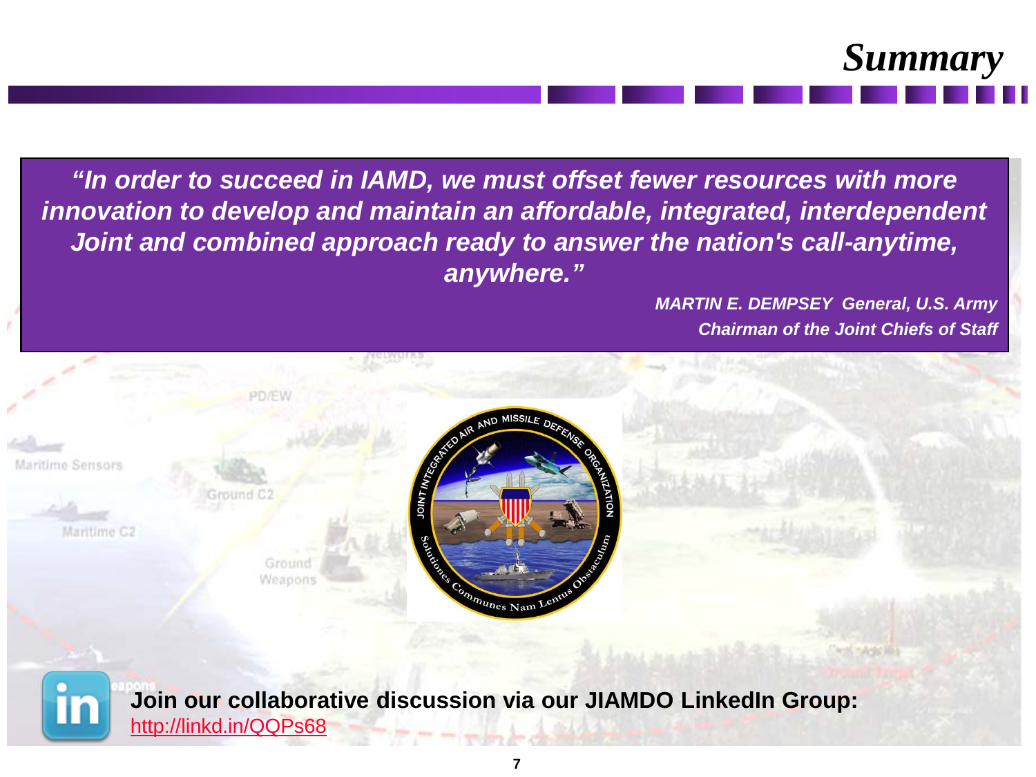# Summary

***"In order to succeed in IAMD, we must offset fewer resources with more innovation to develop and maintain an affordable, integrated, interdependent Joint and combined approach ready to answer the nation's call-anytime, anywhere."***

***MARTIN E. DEMPSEY General, U.S. Army***
***Chairman of the Joint Chiefs of Staff***

**Join our collaborative discussion via our JIAMDO LinkedIn Group:**
http://linkd.in/QQPs68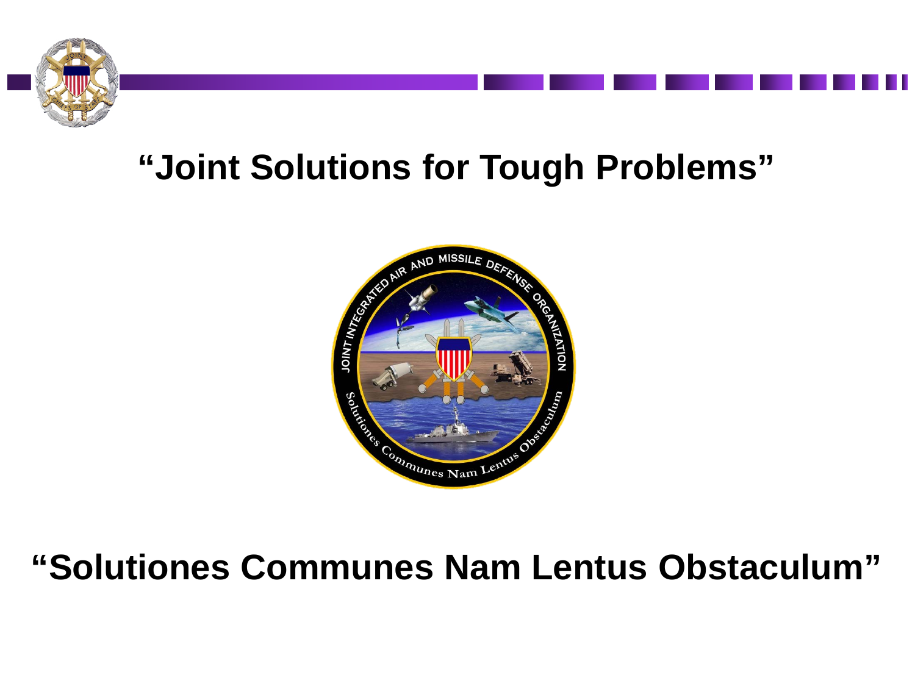# “Joint Solutions for Tough Problems”

# “Solutiones Communes Nam Lentus Obstaculum”